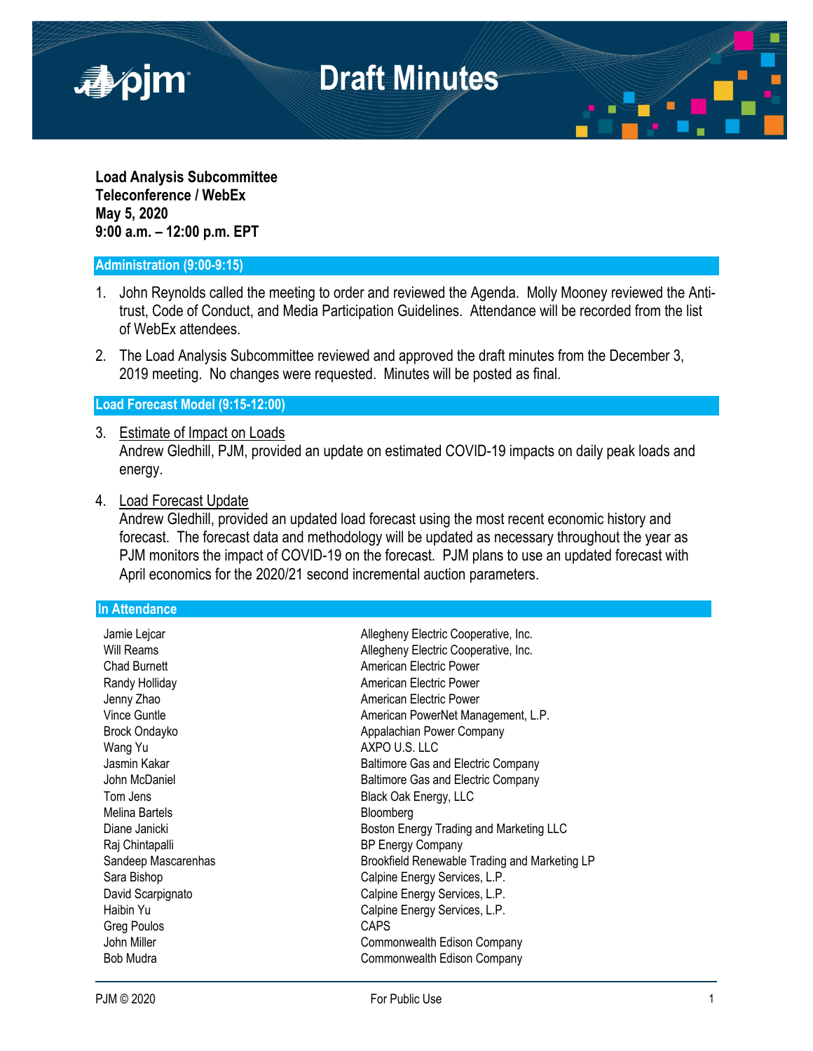# Draft Minutes

**Load Analysis Subcommittee**
**Teleconference / WebEx**
**May 5, 2020**
**9:00 a.m. – 12:00 p.m. EPT**

## Administration (9:00-9:15)

1. John Reynolds called the meeting to order and reviewed the Agenda. Molly Mooney reviewed the Anti-trust, Code of Conduct, and Media Participation Guidelines. Attendance will be recorded from the list of WebEx attendees.

2. The Load Analysis Subcommittee reviewed and approved the draft minutes from the December 3, 2019 meeting. No changes were requested. Minutes will be posted as final.

## Load Forecast Model (9:15-12:00)

3. Estimate of Impact on Loads
   Andrew Gledhill, PJM, provided an update on estimated COVID-19 impacts on daily peak loads and energy.

4. Load Forecast Update
   Andrew Gledhill, provided an updated load forecast using the most recent economic history and forecast. The forecast data and methodology will be updated as necessary throughout the year as PJM monitors the impact of COVID-19 on the forecast. PJM plans to use an updated forecast with April economics for the 2020/21 second incremental auction parameters.

## In Attendance

| | |
|---|---|
| Jamie Lejcar | Allegheny Electric Cooperative, Inc. |
| Will Reams | Allegheny Electric Cooperative, Inc. |
| Chad Burnett | American Electric Power |
| Randy Holliday | American Electric Power |
| Jenny Zhao | American Electric Power |
| Vince Guntle | American PowerNet Management, L.P. |
| Brock Ondayko | Appalachian Power Company |
| Wang Yu | AXPO U.S. LLC |
| Jasmin Kakar | Baltimore Gas and Electric Company |
| John McDaniel | Baltimore Gas and Electric Company |
| Tom Jens | Black Oak Energy, LLC |
| Melina Bartels | Bloomberg |
| Diane Janicki | Boston Energy Trading and Marketing LLC |
| Raj Chintapalli | BP Energy Company |
| Sandeep Mascarenhas | Brookfield Renewable Trading and Marketing LP |
| Sara Bishop | Calpine Energy Services, L.P. |
| David Scarpignato | Calpine Energy Services, L.P. |
| Haibin Yu | Calpine Energy Services, L.P. |
| Greg Poulos | CAPS |
| John Miller | Commonwealth Edison Company |
| Bob Mudra | Commonwealth Edison Company |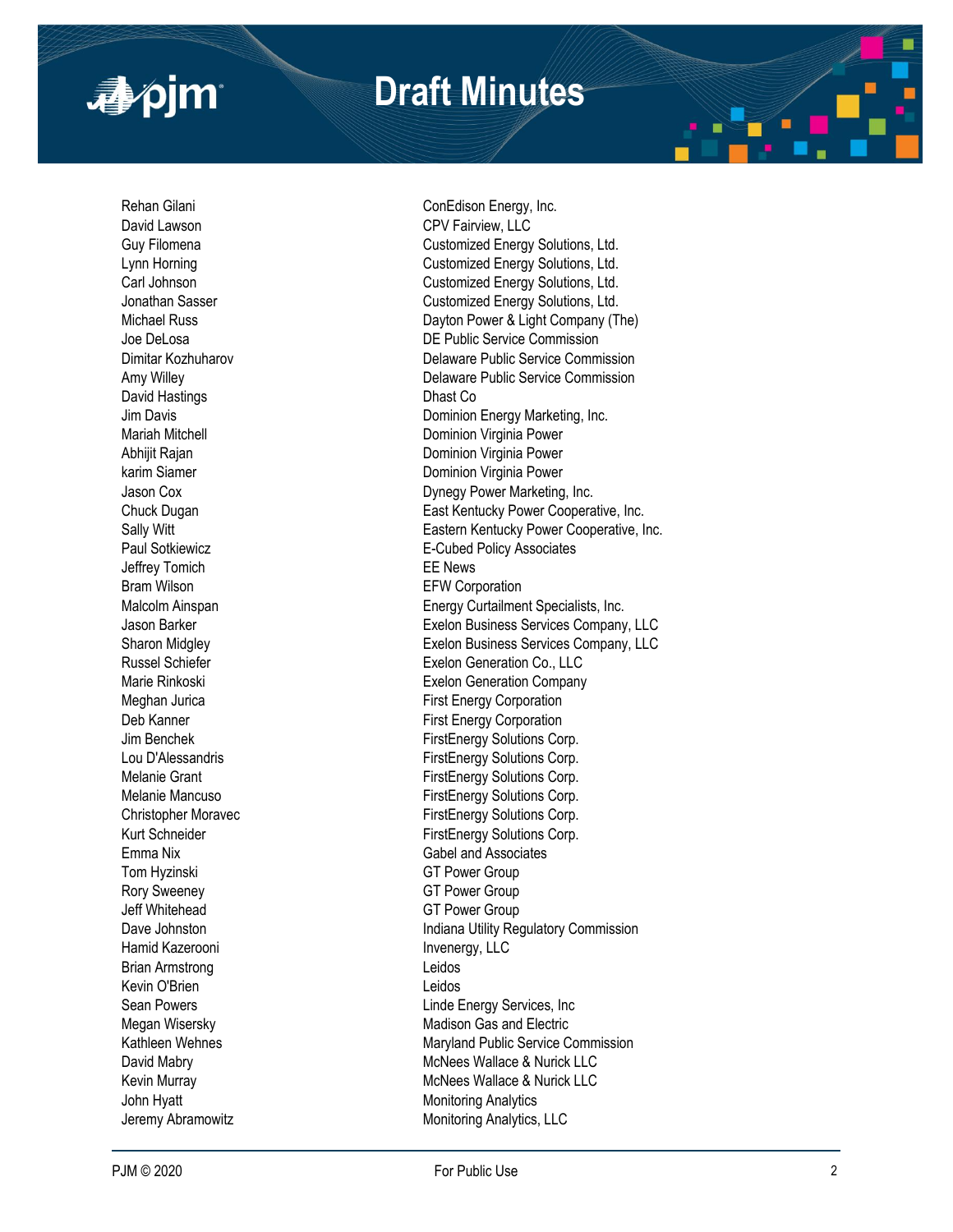| | |
|---|---|
| Rehan Gilani | ConEdison Energy, Inc. |
| David Lawson | CPV Fairview, LLC |
| Guy Filomena | Customized Energy Solutions, Ltd. |
| Lynn Horning | Customized Energy Solutions, Ltd. |
| Carl Johnson | Customized Energy Solutions, Ltd. |
| Jonathan Sasser | Customized Energy Solutions, Ltd. |
| Michael Russ | Dayton Power & Light Company (The) |
| Joe DeLosa | DE Public Service Commission |
| Dimitar Kozhuharov | Delaware Public Service Commission |
| Amy Willey | Delaware Public Service Commission |
| David Hastings | Dhast Co |
| Jim Davis | Dominion Energy Marketing, Inc. |
| Mariah Mitchell | Dominion Virginia Power |
| Abhijit Rajan | Dominion Virginia Power |
| karim Siamer | Dominion Virginia Power |
| Jason Cox | Dynegy Power Marketing, Inc. |
| Chuck Dugan | East Kentucky Power Cooperative, Inc. |
| Sally Witt | Eastern Kentucky Power Cooperative, Inc. |
| Paul Sotkiewicz | E-Cubed Policy Associates |
| Jeffrey Tomich | EE News |
| Bram Wilson | EFW Corporation |
| Malcolm Ainspan | Energy Curtailment Specialists, Inc. |
| Jason Barker | Exelon Business Services Company, LLC |
| Sharon Midgley | Exelon Business Services Company, LLC |
| Russel Schiefer | Exelon Generation Co., LLC |
| Marie Rinkoski | Exelon Generation Company |
| Meghan Jurica | First Energy Corporation |
| Deb Kanner | First Energy Corporation |
| Jim Benchek | FirstEnergy Solutions Corp. |
| Lou D'Alessandris | FirstEnergy Solutions Corp. |
| Melanie Grant | FirstEnergy Solutions Corp. |
| Melanie Mancuso | FirstEnergy Solutions Corp. |
| Christopher Moravec | FirstEnergy Solutions Corp. |
| Kurt Schneider | FirstEnergy Solutions Corp. |
| Emma Nix | Gabel and Associates |
| Tom Hyzinski | GT Power Group |
| Rory Sweeney | GT Power Group |
| Jeff Whitehead | GT Power Group |
| Dave Johnston | Indiana Utility Regulatory Commission |
| Hamid Kazerooni | Invenergy, LLC |
| Brian Armstrong | Leidos |
| Kevin O'Brien | Leidos |
| Sean Powers | Linde Energy Services, Inc |
| Megan Wisersky | Madison Gas and Electric |
| Kathleen Wehnes | Maryland Public Service Commission |
| David Mabry | McNees Wallace & Nurick LLC |
| Kevin Murray | McNees Wallace & Nurick LLC |
| John Hyatt | Monitoring Analytics |
| Jeremy Abramowitz | Monitoring Analytics, LLC |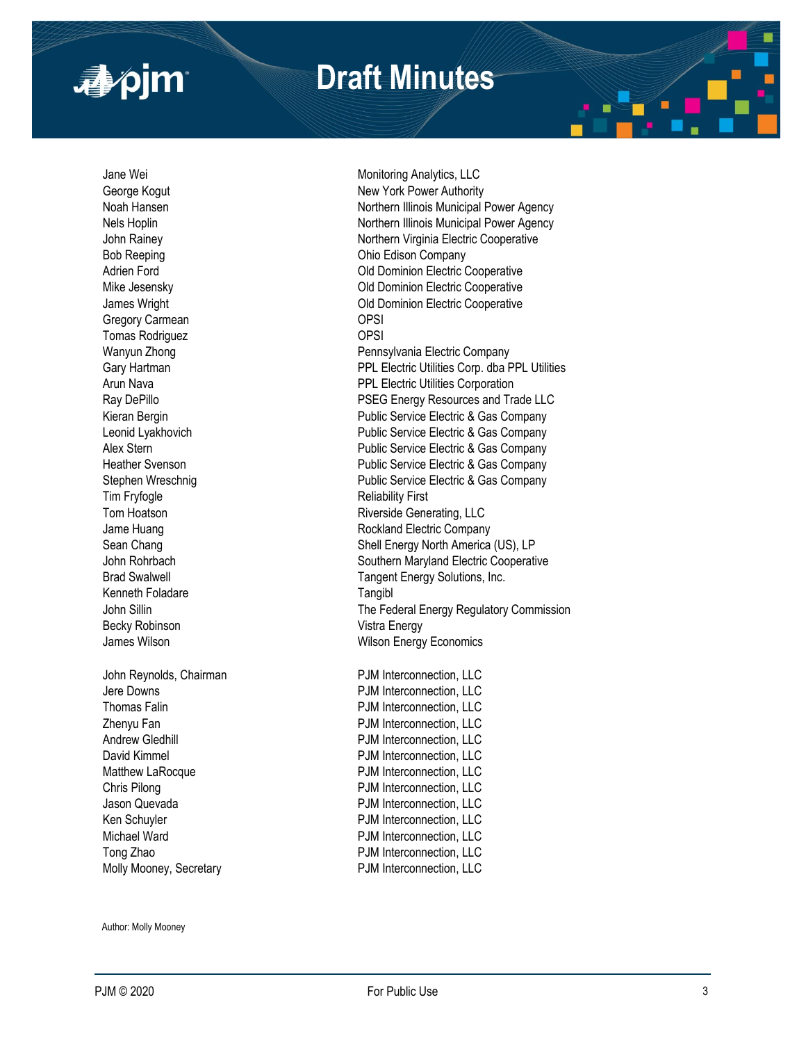| | |
|---|---|
| Jane Wei | Monitoring Analytics, LLC |
| George Kogut | New York Power Authority |
| Noah Hansen | Northern Illinois Municipal Power Agency |
| Nels Hoplin | Northern Illinois Municipal Power Agency |
| John Rainey | Northern Virginia Electric Cooperative |
| Bob Reeping | Ohio Edison Company |
| Adrien Ford | Old Dominion Electric Cooperative |
| Mike Jesensky | Old Dominion Electric Cooperative |
| James Wright | Old Dominion Electric Cooperative |
| Gregory Carmean | OPSI |
| Tomas Rodriguez | OPSI |
| Wanyun Zhong | Pennsylvania Electric Company |
| Gary Hartman | PPL Electric Utilities Corp. dba PPL Utilities |
| Arun Nava | PPL Electric Utilities Corporation |
| Ray DePillo | PSEG Energy Resources and Trade LLC |
| Kieran Bergin | Public Service Electric & Gas Company |
| Leonid Lyakhovich | Public Service Electric & Gas Company |
| Alex Stern | Public Service Electric & Gas Company |
| Heather Svenson | Public Service Electric & Gas Company |
| Stephen Wreschnig | Public Service Electric & Gas Company |
| Tim Fryfogle | Reliability First |
| Tom Hoatson | Riverside Generating, LLC |
| Jame Huang | Rockland Electric Company |
| Sean Chang | Shell Energy North America (US), LP |
| John Rohrbach | Southern Maryland Electric Cooperative |
| Brad Swalwell | Tangent Energy Solutions, Inc. |
| Kenneth Foladare | Tangibl |
| John Sillin | The Federal Energy Regulatory Commission |
| Becky Robinson | Vistra Energy |
| James Wilson | Wilson Energy Economics |
| | |
| John Reynolds, Chairman | PJM Interconnection, LLC |
| Jere Downs | PJM Interconnection, LLC |
| Thomas Falin | PJM Interconnection, LLC |
| Zhenyu Fan | PJM Interconnection, LLC |
| Andrew Gledhill | PJM Interconnection, LLC |
| David Kimmel | PJM Interconnection, LLC |
| Matthew LaRocque | PJM Interconnection, LLC |
| Chris Pilong | PJM Interconnection, LLC |
| Jason Quevada | PJM Interconnection, LLC |
| Ken Schuyler | PJM Interconnection, LLC |
| Michael Ward | PJM Interconnection, LLC |
| Tong Zhao | PJM Interconnection, LLC |
| Molly Mooney, Secretary | PJM Interconnection, LLC |

Author: Molly Mooney